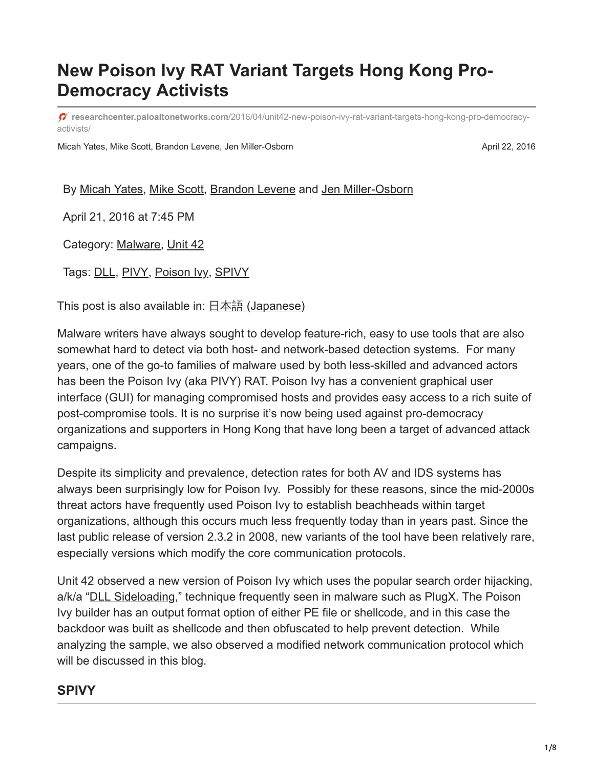# New Poison Ivy RAT Variant Targets Hong Kong Pro-Democracy Activists

researchcenter.paloaltonetworks.com/2016/04/unit42-new-poison-ivy-rat-variant-targets-hong-kong-pro-democracy-activists/

Micah Yates, Mike Scott, Brandon Levene, Jen Miller-Osborn — April 22, 2016

By Micah Yates, Mike Scott, Brandon Levene and Jen Miller-Osborn

April 21, 2016 at 7:45 PM

Category: Malware, Unit 42

Tags: DLL, PIVY, Poison Ivy, SPIVY

This post is also available in: 日本語 (Japanese)

Malware writers have always sought to develop feature-rich, easy to use tools that are also somewhat hard to detect via both host- and network-based detection systems. For many years, one of the go-to families of malware used by both less-skilled and advanced actors has been the Poison Ivy (aka PIVY) RAT. Poison Ivy has a convenient graphical user interface (GUI) for managing compromised hosts and provides easy access to a rich suite of post-compromise tools. It is no surprise it's now being used against pro-democracy organizations and supporters in Hong Kong that have long been a target of advanced attack campaigns.

Despite its simplicity and prevalence, detection rates for both AV and IDS systems has always been surprisingly low for Poison Ivy. Possibly for these reasons, since the mid-2000s threat actors have frequently used Poison Ivy to establish beachheads within target organizations, although this occurs much less frequently today than in years past. Since the last public release of version 2.3.2 in 2008, new variants of the tool have been relatively rare, especially versions which modify the core communication protocols.

Unit 42 observed a new version of Poison Ivy which uses the popular search order hijacking, a/k/a "DLL Sideloading," technique frequently seen in malware such as PlugX. The Poison Ivy builder has an output format option of either PE file or shellcode, and in this case the backdoor was built as shellcode and then obfuscated to help prevent detection. While analyzing the sample, we also observed a modified network communication protocol which will be discussed in this blog.

## SPIVY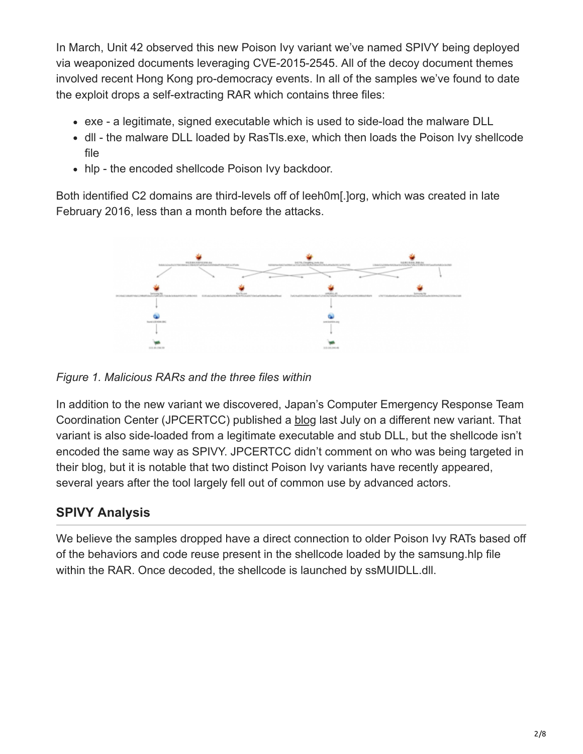In March, Unit 42 observed this new Poison Ivy variant we've named SPIVY being deployed via weaponized documents leveraging CVE-2015-2545. All of the decoy document themes involved recent Hong Kong pro-democracy events. In all of the samples we've found to date the exploit drops a self-extracting RAR which contains three files:

- exe - a legitimate, signed executable which is used to side-load the malware DLL
- dll - the malware DLL loaded by RasTls.exe, which then loads the Poison Ivy shellcode file
- hlp - the encoded shellcode Poison Ivy backdoor.

Both identified C2 domains are third-levels off of leeh0m[.]org, which was created in late February 2016, less than a month before the attacks.

*Figure 1. Malicious RARs and the three files within*

In addition to the new variant we discovered, Japan's Computer Emergency Response Team Coordination Center (JPCERTCC) published a blog last July on a different new variant. That variant is also side-loaded from a legitimate executable and stub DLL, but the shellcode isn't encoded the same way as SPIVY. JPCERTCC didn't comment on who was being targeted in their blog, but it is notable that two distinct Poison Ivy variants have recently appeared, several years after the tool largely fell out of common use by advanced actors.

## SPIVY Analysis

We believe the samples dropped have a direct connection to older Poison Ivy RATs based off of the behaviors and code reuse present in the shellcode loaded by the samsung.hlp file within the RAR. Once decoded, the shellcode is launched by ssMUIDLL.dll.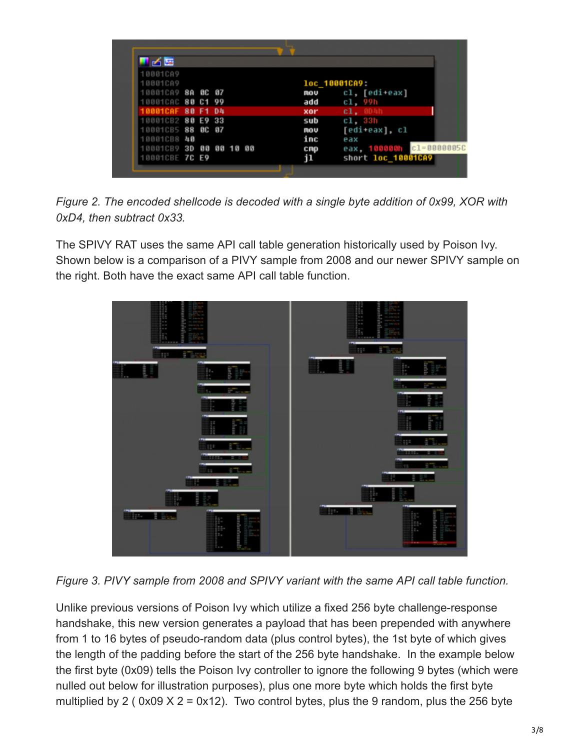*Figure 2. The encoded shellcode is decoded with a single byte addition of 0x99, XOR with 0xD4, then subtract 0x33.*

The SPIVY RAT uses the same API call table generation historically used by Poison Ivy. Shown below is a comparison of a PIVY sample from 2008 and our newer SPIVY sample on the right. Both have the exact same API call table function.

*Figure 3. PIVY sample from 2008 and SPIVY variant with the same API call table function.*

Unlike previous versions of Poison Ivy which utilize a fixed 256 byte challenge-response handshake, this new version generates a payload that has been prepended with anywhere from 1 to 16 bytes of pseudo-random data (plus control bytes), the 1st byte of which gives the length of the padding before the start of the 256 byte handshake. In the example below the first byte (0x09) tells the Poison Ivy controller to ignore the following 9 bytes (which were nulled out below for illustration purposes), plus one more byte which holds the first byte multiplied by 2 ( 0x09 X 2 = 0x12). Two control bytes, plus the 9 random, plus the 256 byte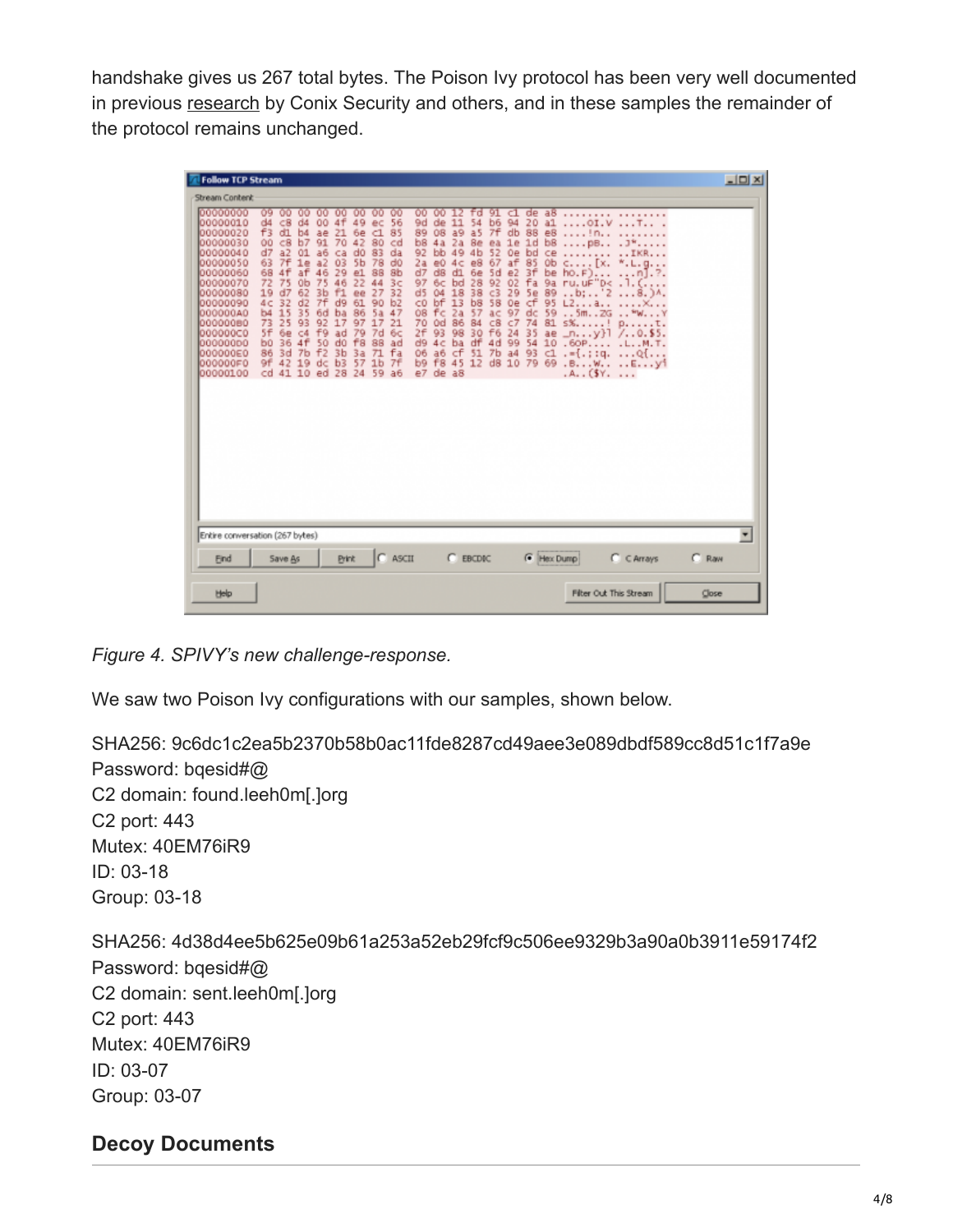handshake gives us 267 total bytes. The Poison Ivy protocol has been very well documented in previous research by Conix Security and others, and in these samples the remainder of the protocol remains unchanged.

*Figure 4. SPIVY's new challenge-response.*

We saw two Poison Ivy configurations with our samples, shown below.

SHA256: 9c6dc1c2ea5b2370b58b0ac11fde8287cd49aee3e089dbdf589cc8d51c1f7a9e
Password: bqesid#@
C2 domain: found.leeh0m[.]org
C2 port: 443
Mutex: 40EM76iR9
ID: 03-18
Group: 03-18

SHA256: 4d38d4ee5b625e09b61a253a52eb29fcf9c506ee9329b3a90a0b3911e59174f2
Password: bqesid#@
C2 domain: sent.leeh0m[.]org
C2 port: 443
Mutex: 40EM76iR9
ID: 03-07
Group: 03-07

## Decoy Documents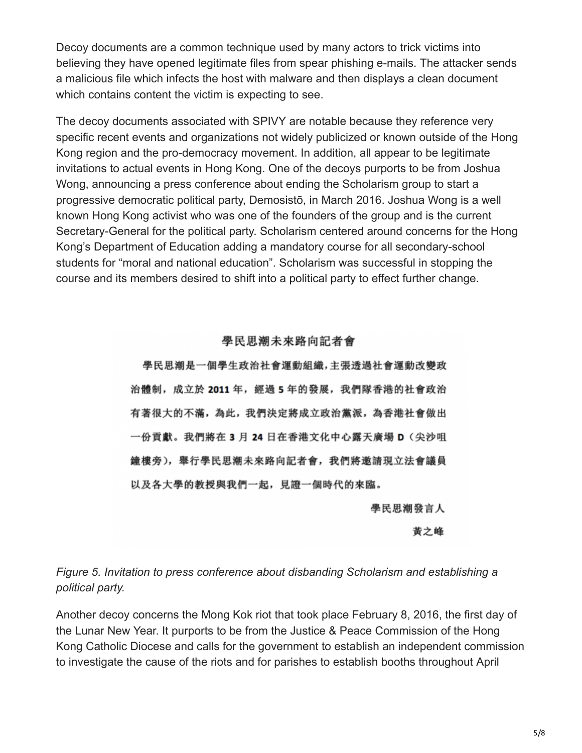Decoy documents are a common technique used by many actors to trick victims into believing they have opened legitimate files from spear phishing e-mails. The attacker sends a malicious file which infects the host with malware and then displays a clean document which contains content the victim is expecting to see.

The decoy documents associated with SPIVY are notable because they reference very specific recent events and organizations not widely publicized or known outside of the Hong Kong region and the pro-democracy movement. In addition, all appear to be legitimate invitations to actual events in Hong Kong. One of the decoys purports to be from Joshua Wong, announcing a press conference about ending the Scholarism group to start a progressive democratic political party, Demosistō, in March 2016. Joshua Wong is a well known Hong Kong activist who was one of the founders of the group and is the current Secretary-General for the political party. Scholarism centered around concerns for the Hong Kong's Department of Education adding a mandatory course for all secondary-school students for "moral and national education". Scholarism was successful in stopping the course and its members desired to shift into a political party to effect further change.

學民思潮未來路向記者會

學民思潮是一個學生政治社會運動組織，主張透過社會運動改變政治體制，成立於 2011 年，經過 5 年的發展，我們隊香港的社會政治有著很大的不滿，為此，我們決定將成立政治黨派，為香港社會做出一份貢獻。我們將在 3 月 24 日在香港文化中心露天廣場 D（尖沙咀鐘樓旁），舉行學民思潮未來路向記者會，我們將邀請現立法會議員以及各大學的教授與我們一起，見證一個時代的來臨。

學民思潮發言人

黃之峰

*Figure 5. Invitation to press conference about disbanding Scholarism and establishing a political party.*

Another decoy concerns the Mong Kok riot that took place February 8, 2016, the first day of the Lunar New Year. It purports to be from the Justice & Peace Commission of the Hong Kong Catholic Diocese and calls for the government to establish an independent commission to investigate the cause of the riots and for parishes to establish booths throughout April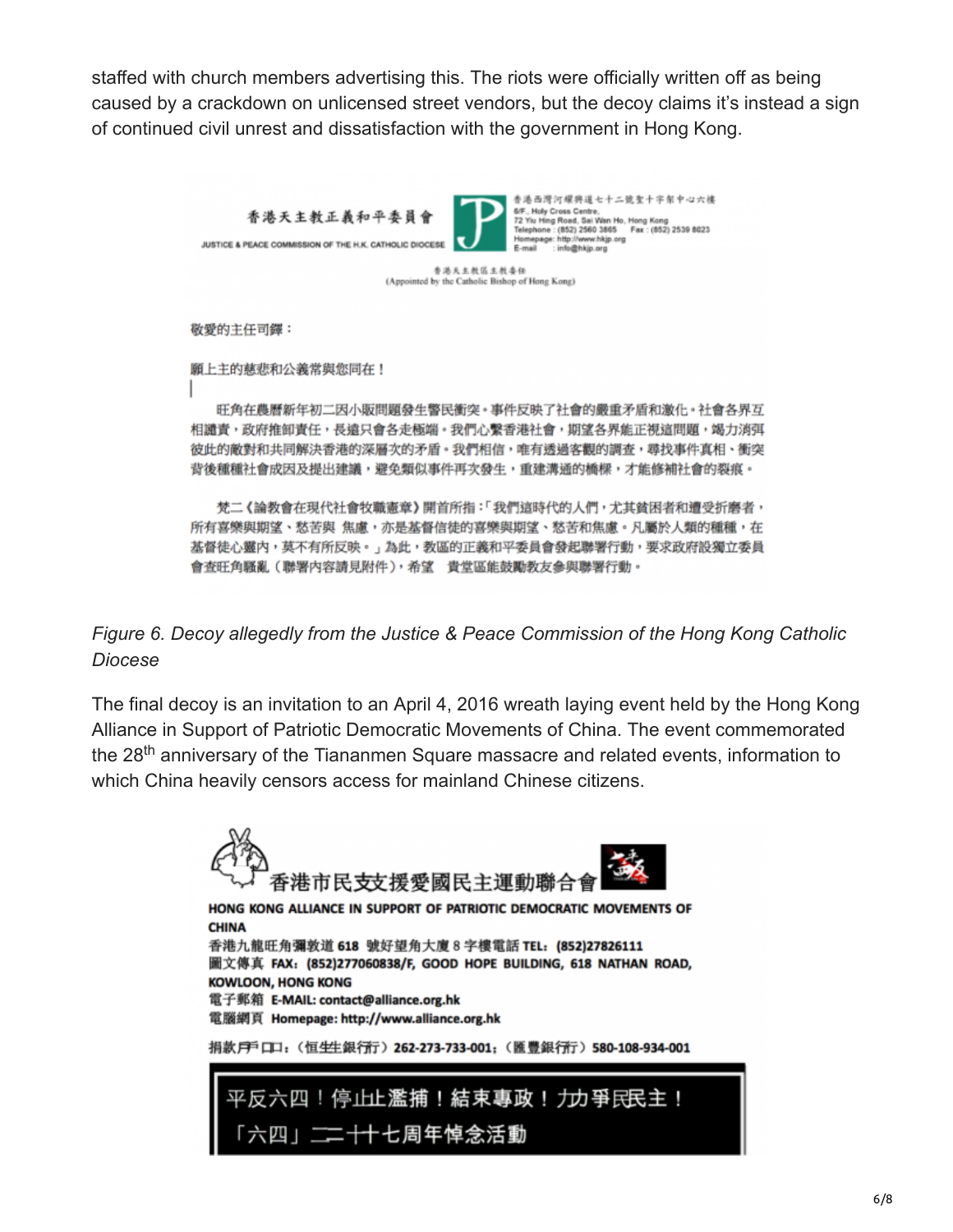staffed with church members advertising this. The riots were officially written off as being caused by a crackdown on unlicensed street vendors, but the decoy claims it's instead a sign of continued civil unrest and dissatisfaction with the government in Hong Kong.

香港天主教正義和平委員會
JUSTICE & PEACE COMMISSION OF THE H.K. CATHOLIC DIOCESE

香港西灣河耀興道七十二號聖十字架中心六樓
6/F., Holy Cross Centre,
72 Yiu Hing Road, Sai Wan Ho, Hong Kong
Telephone : (852) 2560 3865 Fax : (852) 2539 8023
Homepage: http://www.hkjp.org
E-mail : info@hkjp.org

香港天主教區主教委任
(Appointed by the Catholic Bishop of Hong Kong)

敬愛的主任司鐸：

願上主的慈悲和公義常與您同在！

旺角在農曆新年初二因小販問題發生警民衝突。事件反映了社會的嚴重矛盾和激化。社會各界互相譴責，政府推卸責任，長遠只會各走極端。我們心繫香港社會，期望各界能正視這問題，竭力消弭彼此的敵對和共同解決香港的深層次的矛盾。我們相信，唯有透過客觀的調查，尋找事件真相、衝突背後種種社會成因及提出建議，避免類似事件再次發生，重建溝通的橋樑，才能修補社會的裂痕。

梵二《論教會在現代社會牧職憲章》開首所指：「我們這時代的人們，尤其貧困者和遭受折磨者，所有喜樂與期望、愁苦與 焦慮，亦是基督信徒的喜樂與期望、愁苦和焦慮。凡屬於人類的種種，在基督徒心靈內，莫不有所反映。」為此，教區的正義和平委員會發起聯署行動，要求政府設獨立委員會查旺角騷亂（聯署內容請見附件），希望 貴堂區能鼓勵教友參與聯署行動。

*Figure 6. Decoy allegedly from the Justice & Peace Commission of the Hong Kong Catholic Diocese*

The final decoy is an invitation to an April 4, 2016 wreath laying event held by the Hong Kong Alliance in Support of Patriotic Democratic Movements of China. The event commemorated the 28th anniversary of the Tiananmen Square massacre and related events, information to which China heavily censors access for mainland Chinese citizens.

香港市民支援愛國民主運動聯合會

HONG KONG ALLIANCE IN SUPPORT OF PATRIOTIC DEMOCRATIC MOVEMENTS OF CHINA

香港九龍旺角彌敦道 618 號好望角大廈 8 字樓電話 TEL: (852)27826111
圖文傳真 FAX: (852)277060838/F, GOOD HOPE BUILDING, 618 NATHAN ROAD, KOWLOON, HONG KONG
電子郵箱 E-MAIL: contact@alliance.org.hk
電腦網頁 Homepage: http://www.alliance.org.hk

捐款戶口：（恒生銀行）262-273-733-001；（匯豐銀行）580-108-934-001

平反六四！停止濫捕！結束專政！力爭民主！
「六四」二十七周年悼念活動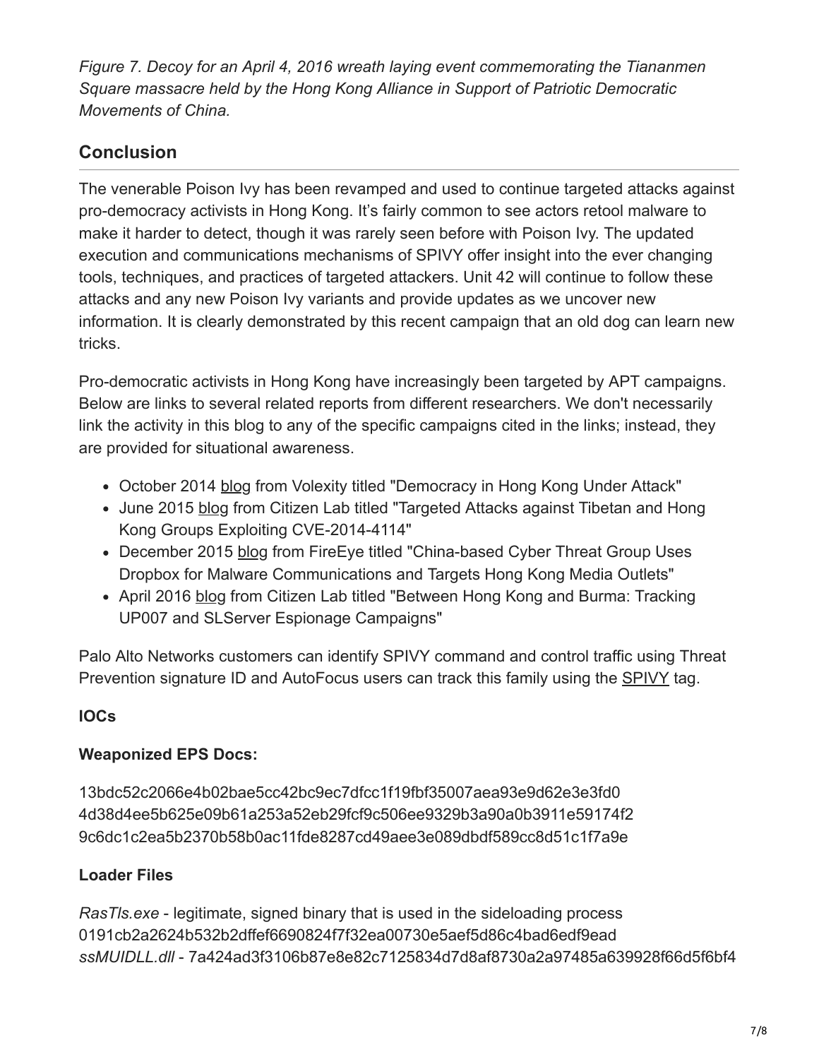*Figure 7. Decoy for an April 4, 2016 wreath laying event commemorating the Tiananmen Square massacre held by the Hong Kong Alliance in Support of Patriotic Democratic Movements of China.*

## Conclusion

The venerable Poison Ivy has been revamped and used to continue targeted attacks against pro-democracy activists in Hong Kong. It's fairly common to see actors retool malware to make it harder to detect, though it was rarely seen before with Poison Ivy. The updated execution and communications mechanisms of SPIVY offer insight into the ever changing tools, techniques, and practices of targeted attackers. Unit 42 will continue to follow these attacks and any new Poison Ivy variants and provide updates as we uncover new information. It is clearly demonstrated by this recent campaign that an old dog can learn new tricks.

Pro-democratic activists in Hong Kong have increasingly been targeted by APT campaigns. Below are links to several related reports from different researchers. We don't necessarily link the activity in this blog to any of the specific campaigns cited in the links; instead, they are provided for situational awareness.

- October 2014 blog from Volexity titled "Democracy in Hong Kong Under Attack"
- June 2015 blog from Citizen Lab titled "Targeted Attacks against Tibetan and Hong Kong Groups Exploiting CVE-2014-4114"
- December 2015 blog from FireEye titled "China-based Cyber Threat Group Uses Dropbox for Malware Communications and Targets Hong Kong Media Outlets"
- April 2016 blog from Citizen Lab titled "Between Hong Kong and Burma: Tracking UP007 and SLServer Espionage Campaigns"

Palo Alto Networks customers can identify SPIVY command and control traffic using Threat Prevention signature ID and AutoFocus users can track this family using the SPIVY tag.

**IOCs**

**Weaponized EPS Docs:**

13bdc52c2066e4b02bae5cc42bc9ec7dfcc1f19fbf35007aea93e9d62e3e3fd0
4d38d4ee5b625e09b61a253a52eb29fcf9c506ee9329b3a90a0b3911e59174f2
9c6dc1c2ea5b2370b58b0ac11fde8287cd49aee3e089dbdf589cc8d51c1f7a9e

**Loader Files**

*RasTls.exe* - legitimate, signed binary that is used in the sideloading process
0191cb2a2624b532b2dffef6690824f7f32ea00730e5aef5d86c4bad6edf9ead
*ssMUIDLL.dll* - 7a424ad3f3106b87e8e82c7125834d7d8af8730a2a97485a639928f66d5f6bf4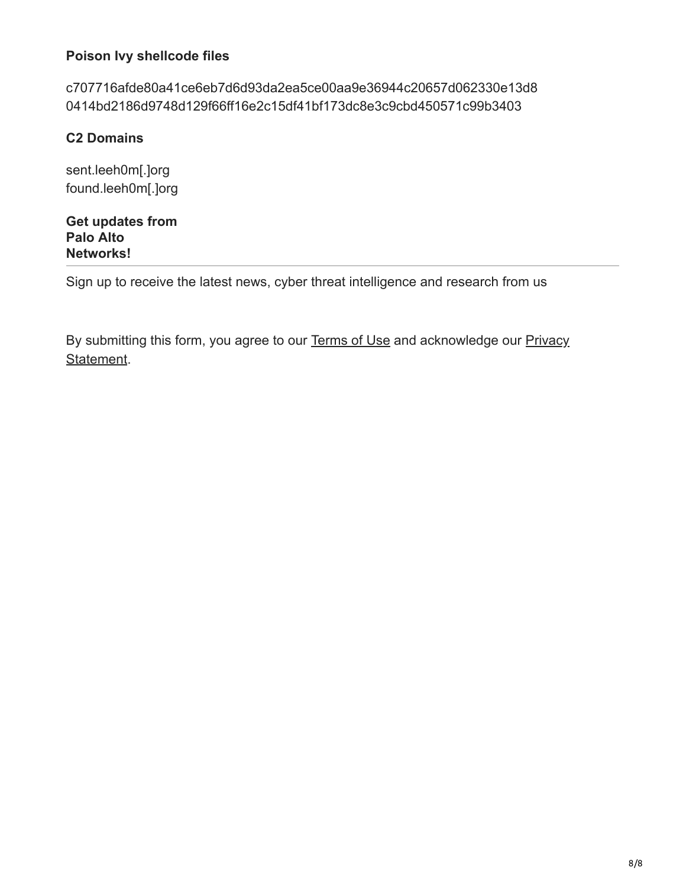**Poison Ivy shellcode files**

c707716afde80a41ce6eb7d6d93da2ea5ce00aa9e36944c20657d062330e13d8
0414bd2186d9748d129f66ff16e2c15df41bf173dc8e3c9cbd450571c99b3403

**C2 Domains**

sent.leeh0m[.]org
found.leeh0m[.]org

**Get updates from Palo Alto Networks!**

Sign up to receive the latest news, cyber threat intelligence and research from us

By submitting this form, you agree to our Terms of Use and acknowledge our Privacy Statement.